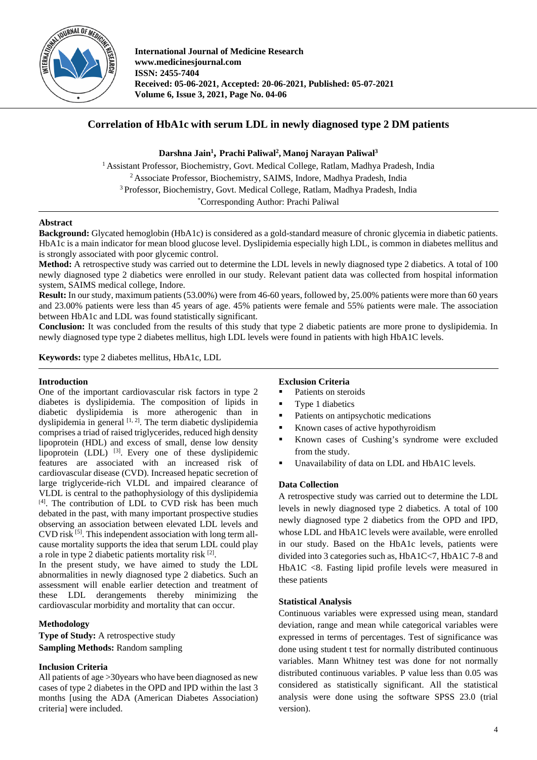International Journal of Medicine Research
www.medicinesjournal.com
ISSN: 2455-7404
Received: 05-06-2021, Accepted: 20-06-2021, Published: 05-07-2021
Volume 6, Issue 3, 2021, Page No. 04-06

# Correlation of HbA1c with serum LDL in newly diagnosed type 2 DM patients

**Darshna Jain[1], Prachi Paliwal[2], Manoj Narayan Paliwal[3]**

[1] Assistant Professor, Biochemistry, Govt. Medical College, Ratlam, Madhya Pradesh, India
[2] Associate Professor, Biochemistry, SAIMS, Indore, Madhya Pradesh, India
[3] Professor, Biochemistry, Govt. Medical College, Ratlam, Madhya Pradesh, India
*Corresponding Author: Prachi Paliwal

## Abstract

**Background:** Glycated hemoglobin (HbA1c) is considered as a gold-standard measure of chronic glycemia in diabetic patients. HbA1c is a main indicator for mean blood glucose level. Dyslipidemia especially high LDL, is common in diabetes mellitus and is strongly associated with poor glycemic control.

**Method:** A retrospective study was carried out to determine the LDL levels in newly diagnosed type 2 diabetics. A total of 100 newly diagnosed type 2 diabetics were enrolled in our study. Relevant patient data was collected from hospital information system, SAIMS medical college, Indore.

**Result:** In our study, maximum patients (53.00%) were from 46-60 years, followed by, 25.00% patients were more than 60 years and 23.00% patients were less than 45 years of age. 45% patients were female and 55% patients were male. The association between HbA1c and LDL was found statistically significant.

**Conclusion:** It was concluded from the results of this study that type 2 diabetic patients are more prone to dyslipidemia. In newly diagnosed type type 2 diabetes mellitus, high LDL levels were found in patients with high HbA1C levels.

**Keywords:** type 2 diabetes mellitus, HbA1c, LDL

## Introduction

One of the important cardiovascular risk factors in type 2 diabetes is dyslipidemia. The composition of lipids in diabetic dyslipidemia is more atherogenic than in dyslipidemia in general [1, 2]. The term diabetic dyslipidemia comprises a triad of raised triglycerides, reduced high density lipoprotein (HDL) and excess of small, dense low density lipoprotein (LDL) [3]. Every one of these dyslipidemic features are associated with an increased risk of cardiovascular disease (CVD). Increased hepatic secretion of large triglyceride-rich VLDL and impaired clearance of VLDL is central to the pathophysiology of this dyslipidemia [4]. The contribution of LDL to CVD risk has been much debated in the past, with many important prospective studies observing an association between elevated LDL levels and CVD risk [5]. This independent association with long term all-cause mortality supports the idea that serum LDL could play a role in type 2 diabetic patients mortality risk [2].

In the present study, we have aimed to study the LDL abnormalities in newly diagnosed type 2 diabetics. Such an assessment will enable earlier detection and treatment of these LDL derangements thereby minimizing the cardiovascular morbidity and mortality that can occur.

## Methodology

**Type of Study:** A retrospective study

**Sampling Methods:** Random sampling

### Inclusion Criteria

All patients of age >30years who have been diagnosed as new cases of type 2 diabetes in the OPD and IPD within the last 3 months [using the ADA (American Diabetes Association) criteria] were included.

### Exclusion Criteria

- Patients on steroids
- Type 1 diabetics
- Patients on antipsychotic medications
- Known cases of active hypothyroidism
- Known cases of Cushing's syndrome were excluded from the study.
- Unavailability of data on LDL and HbA1C levels.

### Data Collection

A retrospective study was carried out to determine the LDL levels in newly diagnosed type 2 diabetics. A total of 100 newly diagnosed type 2 diabetics from the OPD and IPD, whose LDL and HbA1C levels were available, were enrolled in our study. Based on the HbA1c levels, patients were divided into 3 categories such as, HbA1C<7, HbA1C 7-8 and HbA1C <8. Fasting lipid profile levels were measured in these patients

### Statistical Analysis

Continuous variables were expressed using mean, standard deviation, range and mean while categorical variables were expressed in terms of percentages. Test of significance was done using student t test for normally distributed continuous variables. Mann Whitney test was done for not normally distributed continuous variables. P value less than 0.05 was considered as statistically significant. All the statistical analysis were done using the software SPSS 23.0 (trial version).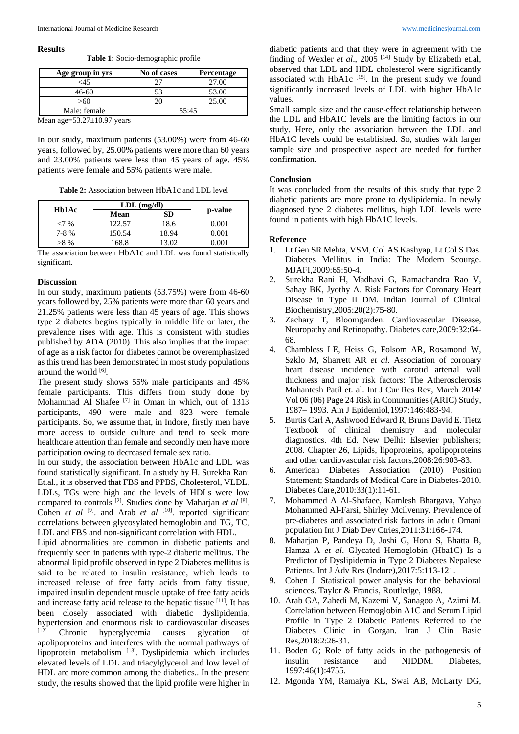## Results

**Table 1:** Socio-demographic profile

| Age group in yrs | No of cases | Percentage |
|---|---|---|
| <45 | 27 | 27.00 |
| 46-60 | 53 | 53.00 |
| >60 | 20 | 25.00 |
| Male: female | 55:45 | |

Mean age=53.27±10.97 years

In our study, maximum patients (53.00%) were from 46-60 years, followed by, 25.00% patients were more than 60 years and 23.00% patients were less than 45 years of age. 45% patients were female and 55% patients were male.

**Table 2:** Association between HbA1c and LDL level

| Hb1Ac | LDL (mg/dl) | | p-value |
|---|---|---|---|
| | Mean | SD | |
| <7 % | 122.57 | 18.6 | 0.001 |
| 7-8 % | 150.54 | 18.94 | 0.001 |
| >8 % | 168.8 | 13.02 | 0.001 |

The association between HbA1c and LDL was found statistically significant.

## Discussion

In our study, maximum patients (53.75%) were from 46-60 years followed by, 25% patients were more than 60 years and 21.25% patients were less than 45 years of age. This shows type 2 diabetes begins typically in middle life or later, the prevalence rises with age. This is consistent with studies published by ADA (2010). This also implies that the impact of age as a risk factor for diabetes cannot be overemphasized as this trend has been demonstrated in most study populations around the world [6].

The present study shows 55% male participants and 45% female participants. This differs from study done by Mohammad Al Shafee [7] in Oman in which, out of 1313 participants, 490 were male and 823 were female participants. So, we assume that, in Indore, firstly men have more access to outside culture and tend to seek more healthcare attention than female and secondly men have more participation owing to decreased female sex ratio.

In our study, the association between HbA1c and LDL was found statistically significant. In a study by H. Surekha Rani Et.al., it is observed that FBS and PPBS, Cholesterol, VLDL, LDLs, TGs were high and the levels of HDLs were low compared to controls [2]. Studies done by Maharjan *et al* [8], Cohen *et al* [9]. and Arab *et al* [10]. reported significant correlations between glycosylated hemoglobin and TG, TC, LDL and FBS and non-significant correlation with HDL.

Lipid abnormalities are common in diabetic patients and frequently seen in patients with type-2 diabetic mellitus. The abnormal lipid profile observed in type 2 Diabetes mellitus is said to be related to insulin resistance, which leads to increased release of free fatty acids from fatty tissue, impaired insulin dependent muscle uptake of free fatty acids and increase fatty acid release to the hepatic tissue [11]. It has been closely associated with diabetic dyslipidemia, hypertension and enormous risk to cardiovascular diseases [12] Chronic hyperglycemia causes glycation of apolipoproteins and interferes with the normal pathways of lipoprotein metabolism [13]. Dyslipidemia which includes elevated levels of LDL and triacylglycerol and low level of HDL are more common among the diabetics.. In the present study, the results showed that the lipid profile were higher in diabetic patients and that they were in agreement with the finding of Wexler *et al*., 2005 [14] Study by Elizabeth et.al, observed that LDL and HDL cholesterol were significantly associated with HbA1c [15]. In the present study we found significantly increased levels of LDL with higher HbA1c values.

Small sample size and the cause-effect relationship between the LDL and HbA1C levels are the limiting factors in our study. Here, only the association between the LDL and HbA1C levels could be established. So, studies with larger sample size and prospective aspect are needed for further confirmation.

## Conclusion

It was concluded from the results of this study that type 2 diabetic patients are more prone to dyslipidemia. In newly diagnosed type 2 diabetes mellitus, high LDL levels were found in patients with high HbA1C levels.

## Reference

1. Lt Gen SR Mehta, VSM, Col AS Kashyap, Lt Col S Das. Diabetes Mellitus in India: The Modern Scourge. MJAFI,2009:65:50-4.
2. Surekha Rani H, Madhavi G, Ramachandra Rao V, Sahay BK, Jyothy A. Risk Factors for Coronary Heart Disease in Type II DM. Indian Journal of Clinical Biochemistry,2005:20(2):75-80.
3. Zachary T, Bloomgarden. Cardiovascular Disease, Neuropathy and Retinopathy. Diabetes care,2009:32:64-68.
4. Chambless LE, Heiss G, Folsom AR, Rosamond W, Szklo M, Sharrett AR *et al*. Association of coronary heart disease incidence with carotid arterial wall thickness and major risk factors: The Atherosclerosis Mahantesh Patil et. al. Int J Cur Res Rev, March 2014/ Vol 06 (06) Page 24 Risk in Communities (ARIC) Study, 1987– 1993. Am J Epidemiol,1997:146:483-94.
5. Burtis Carl A, Ashwood Edward R, Bruns David E. Tietz Textbook of clinical chemistry and molecular diagnostics. 4th Ed. New Delhi: Elsevier publishers; 2008. Chapter 26, Lipids, lipoproteins, apolipoproteins and other cardiovascular risk factors,2008:26:903-83.
6. American Diabetes Association (2010) Position Statement; Standards of Medical Care in Diabetes-2010. Diabetes Care,2010:33(1):11-61.
7. Mohammed A Al-Shafaee, Kamlesh Bhargava, Yahya Mohammed Al-Farsi, Shirley Mcilvenny. Prevalence of pre-diabetes and associated risk factors in adult Omani population Int J Diab Dev Ctries,2011:31:166-174.
8. Maharjan P, Pandeya D, Joshi G, Hona S, Bhatta B, Hamza A *et al*. Glycated Hemoglobin (Hba1C) Is a Predictor of Dyslipidemia in Type 2 Diabetes Nepalese Patients. Int J Adv Res (Indore),2017:5:113-121.
9. Cohen J. Statistical power analysis for the behavioral sciences. Taylor & Francis, Routledge, 1988.
10. Arab GA, Zahedi M, Kazemi V, Sanagoo A, Azimi M. Correlation between Hemoglobin A1C and Serum Lipid Profile in Type 2 Diabetic Patients Referred to the Diabetes Clinic in Gorgan. Iran J Clin Basic Res,2018:2:26-31.
11. Boden G; Role of fatty acids in the pathogenesis of insulin resistance and NIDDM. Diabetes, 1997:46(1):4755.
12. Mgonda YM, Ramaiya KL, Swai AB, McLarty DG,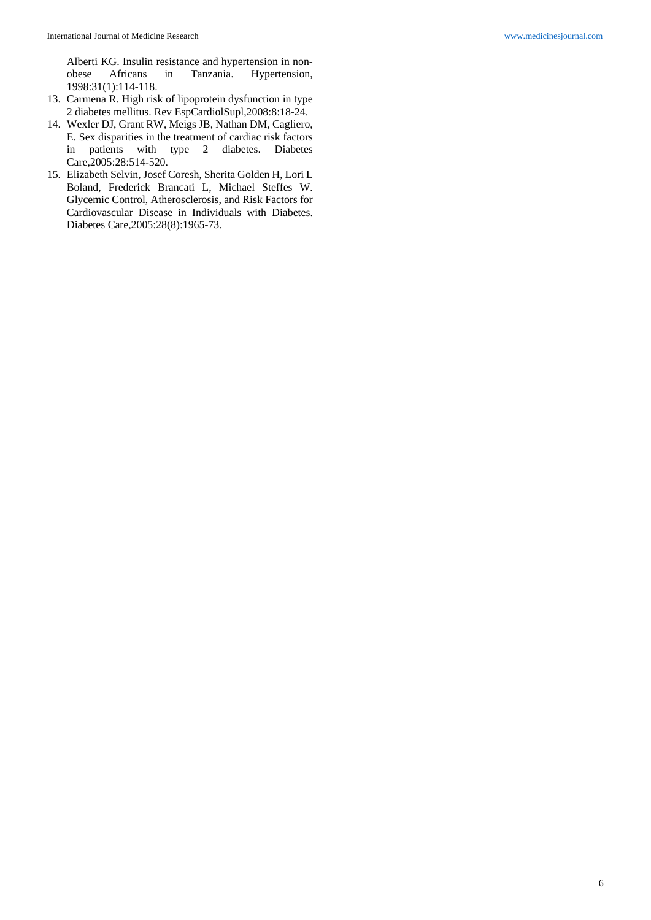Alberti KG. Insulin resistance and hypertension in non-obese Africans in Tanzania. Hypertension, 1998:31(1):114-118.

13. Carmena R. High risk of lipoprotein dysfunction in type 2 diabetes mellitus. Rev EspCardiolSupl,2008:8:18-24.
14. Wexler DJ, Grant RW, Meigs JB, Nathan DM, Cagliero, E. Sex disparities in the treatment of cardiac risk factors in patients with type 2 diabetes. Diabetes Care,2005:28:514-520.
15. Elizabeth Selvin, Josef Coresh, Sherita Golden H, Lori L Boland, Frederick Brancati L, Michael Steffes W. Glycemic Control, Atherosclerosis, and Risk Factors for Cardiovascular Disease in Individuals with Diabetes. Diabetes Care,2005:28(8):1965-73.